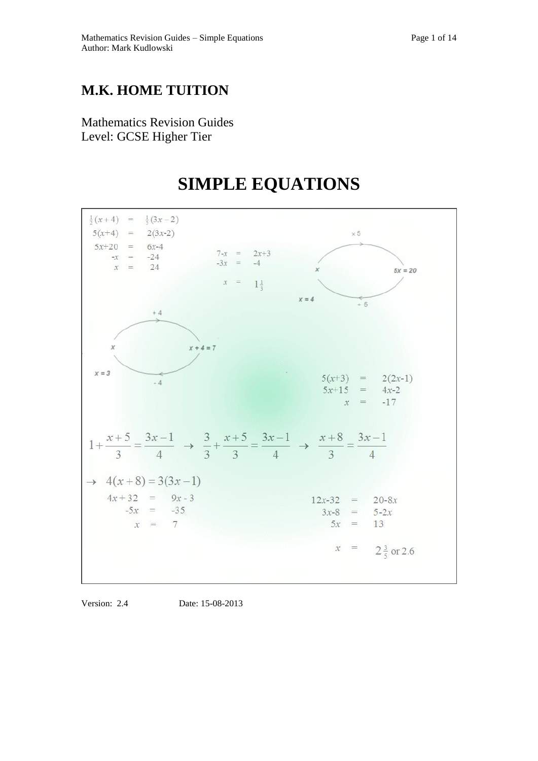# M.K. HOME TUITION

Mathematics Revision Guides
Level: GCSE Higher Tier

# SIMPLE EQUATIONS

$$\tfrac{1}{2}(x+4) = \tfrac{1}{5}(3x-2)$$
$$5(x+4) = 2(3x-2)$$
$$5x+20 = 6x-4$$
$$-x = -24$$
$$x = 24$$

$$7-x = 2x+3$$
$$-3x = -4$$
$$x = 1\tfrac{1}{3}$$

$\times 5$: $x \rightarrow 5x = 20$; $\div 5$: $x = 4$

$+4$: $x \rightarrow x + 4 = 7$; $-4$: $x = 3$

$$5(x+3) = 2(2x-1)$$
$$5x+15 = 4x-2$$
$$x = -17$$

$$1+\frac{x+5}{3}=\frac{3x-1}{4} \rightarrow \frac{3}{3}+\frac{x+5}{3}=\frac{3x-1}{4} \rightarrow \frac{x+8}{3}=\frac{3x-1}{4}$$

$$\rightarrow 4(x+8)=3(3x-1)$$
$$4x + 32 = 9x - 3$$
$$-5x = -35$$
$$x = 7$$

$$12x-32 = 20-8x$$
$$3x-8 = 5-2x$$
$$5x = 13$$
$$x = 2\tfrac{3}{5} \text{ or } 2.6$$

Version: 2.4 Date: 15-08-2013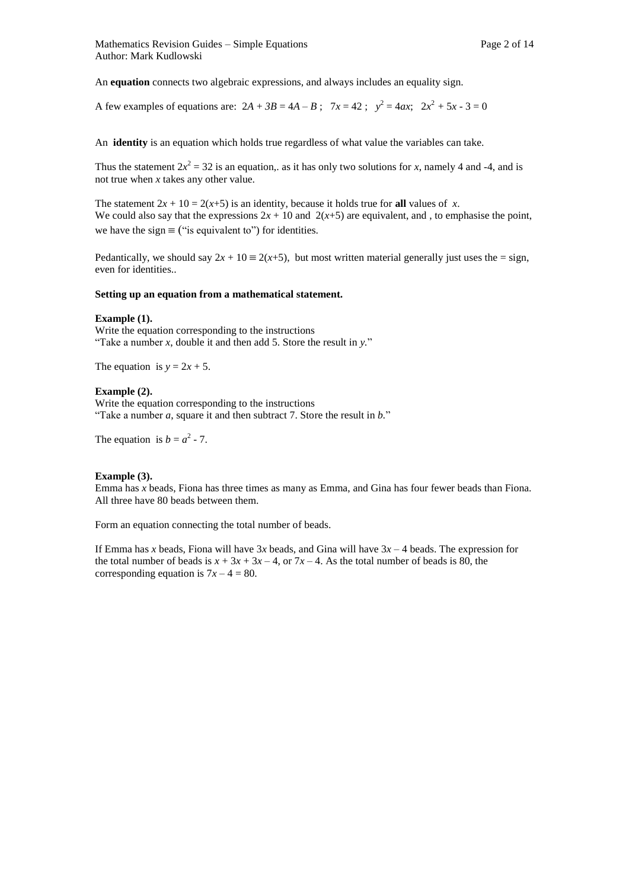An **equation** connects two algebraic expressions, and always includes an equality sign.

A few examples of equations are: $2A + 3B = 4A - B$ ; $7x = 42$ ; $y^2 = 4ax$; $2x^2 + 5x - 3 = 0$

An **identity** is an equation which holds true regardless of what value the variables can take.

Thus the statement $2x^2 = 32$ is an equation,. as it has only two solutions for $x$, namely 4 and -4, and is not true when $x$ takes any other value.

The statement $2x + 10 = 2(x+5)$ is an identity, because it holds true for **all** values of $x$.
We could also say that the expressions $2x + 10$ and $2(x+5)$ are equivalent, and , to emphasise the point, we have the sign $\equiv$ ("is equivalent to") for identities.

Pedantically, we should say $2x + 10 \equiv 2(x+5)$, but most written material generally just uses the = sign, even for identities..

**Setting up an equation from a mathematical statement.**

**Example (1).**
Write the equation corresponding to the instructions
"Take a number $x$, double it and then add 5. Store the result in $y$."

The equation is $y = 2x + 5$.

**Example (2).**
Write the equation corresponding to the instructions
"Take a number $a$, square it and then subtract 7. Store the result in $b$."

The equation is $b = a^2 - 7$.

**Example (3).**
Emma has $x$ beads, Fiona has three times as many as Emma, and Gina has four fewer beads than Fiona. All three have 80 beads between them.

Form an equation connecting the total number of beads.

If Emma has $x$ beads, Fiona will have $3x$ beads, and Gina will have $3x - 4$ beads. The expression for the total number of beads is $x + 3x + 3x - 4$, or $7x - 4$. As the total number of beads is 80, the corresponding equation is $7x - 4 = 80$.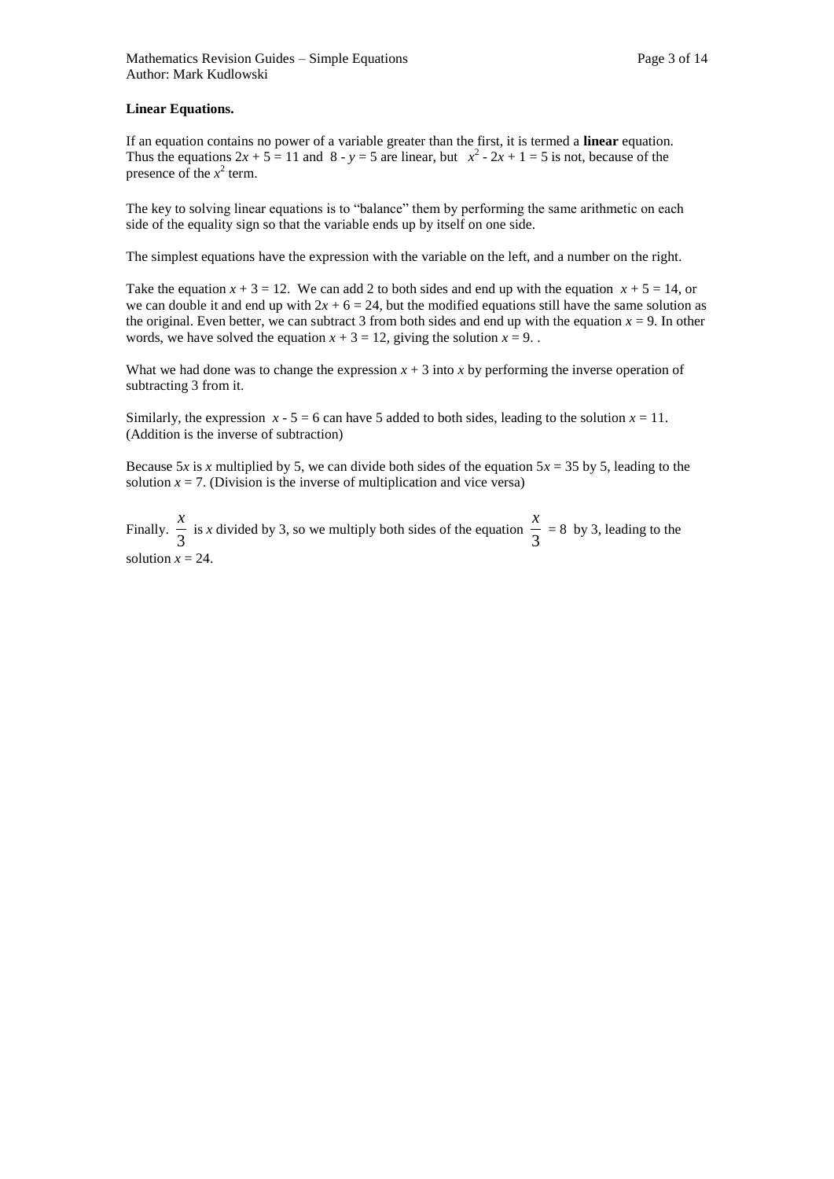**Linear Equations.**

If an equation contains no power of a variable greater than the first, it is termed a **linear** equation. Thus the equations $2x + 5 = 11$ and $8 - y = 5$ are linear, but $x^2 - 2x + 1 = 5$ is not, because of the presence of the $x^2$ term.

The key to solving linear equations is to "balance" them by performing the same arithmetic on each side of the equality sign so that the variable ends up by itself on one side.

The simplest equations have the expression with the variable on the left, and a number on the right.

Take the equation $x + 3 = 12$. We can add 2 to both sides and end up with the equation $x + 5 = 14$, or we can double it and end up with $2x + 6 = 24$, but the modified equations still have the same solution as the original. Even better, we can subtract 3 from both sides and end up with the equation $x = 9$. In other words, we have solved the equation $x + 3 = 12$, giving the solution $x = 9$. .

What we had done was to change the expression $x + 3$ into $x$ by performing the inverse operation of subtracting 3 from it.

Similarly, the expression $x - 5 = 6$ can have 5 added to both sides, leading to the solution $x = 11$. (Addition is the inverse of subtraction)

Because $5x$ is $x$ multiplied by 5, we can divide both sides of the equation $5x = 35$ by 5, leading to the solution $x = 7$. (Division is the inverse of multiplication and vice versa)

Finally. $\frac{x}{3}$ is $x$ divided by 3, so we multiply both sides of the equation $\frac{x}{3} = 8$ by 3, leading to the solution $x = 24$.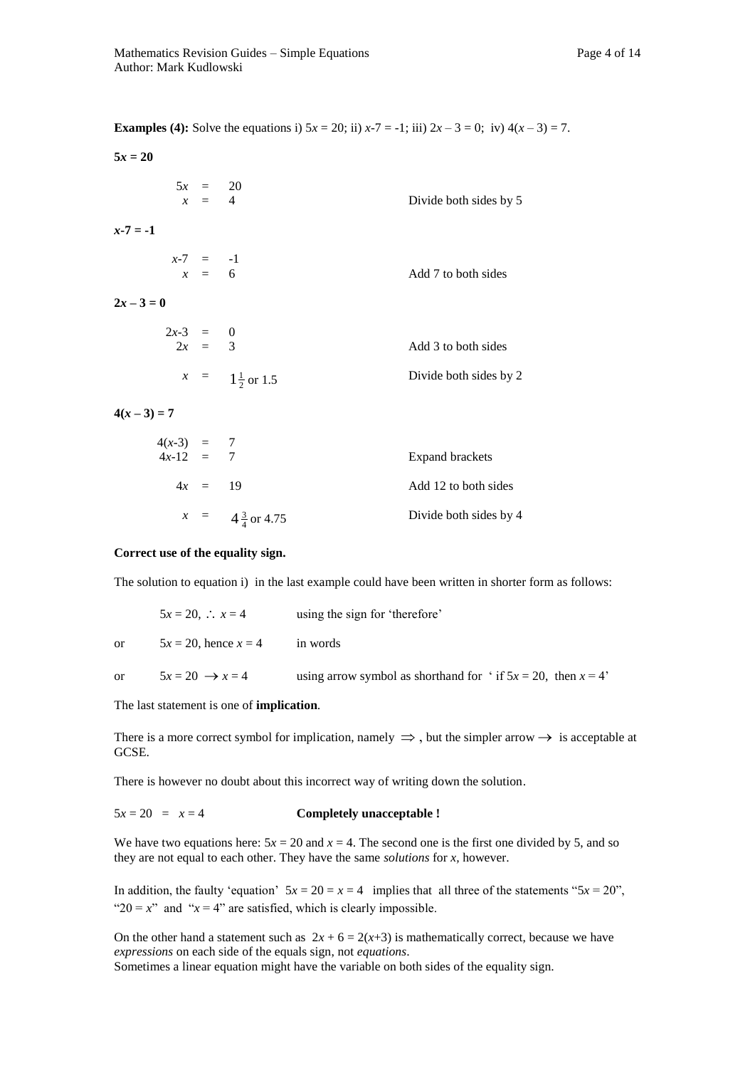**Examples (4):** Solve the equations i) $5x = 20$; ii) $x$-7 = -1; iii) $2x – 3 = 0$; iv) $4(x – 3) = 7$.

**$5x = 20$**

| | | |
|---|---|---|
| $5x = 20$ | | |
| $x = 4$ | | Divide both sides by 5 |

**$x$-7 = -1**

| | | |
|---|---|---|
| $x-7 = -1$ | | |
| $x = 6$ | | Add 7 to both sides |

**$2x – 3 = 0$**

| | | |
|---|---|---|
| $2x-3 = 0$ | | |
| $2x = 3$ | | Add 3 to both sides |
| $x = 1\frac{1}{2}$ or 1.5 | | Divide both sides by 2 |

**$4(x – 3) = 7$**

| | | |
|---|---|---|
| $4(x-3) = 7$ | | |
| $4x-12 = 7$ | | Expand brackets |
| $4x = 19$ | | Add 12 to both sides |
| $x = 4\frac{3}{4}$ or 4.75 | | Divide both sides by 4 |

**Correct use of the equality sign.**

The solution to equation i) in the last example could have been written in shorter form as follows:

$5x = 20$, $\therefore$ $x = 4$ &nbsp;&nbsp;&nbsp; using the sign for 'therefore'

or &nbsp; $5x = 20$, hence $x = 4$ &nbsp;&nbsp;&nbsp; in words

or &nbsp; $5x = 20 \rightarrow x = 4$ &nbsp;&nbsp;&nbsp; using arrow symbol as shorthand for ' if $5x = 20$, then $x = 4$'

The last statement is one of **implication**.

There is a more correct symbol for implication, namely $\Rightarrow$ , but the simpler arrow $\rightarrow$ is acceptable at GCSE.

There is however no doubt about this incorrect way of writing down the solution.

$5x = 20 \; = \; x = 4$ &nbsp;&nbsp;&nbsp; **Completely unacceptable !**

We have two equations here: $5x = 20$ and $x = 4$. The second one is the first one divided by 5, and so they are not equal to each other. They have the same *solutions* for $x$, however.

In addition, the faulty 'equation' $5x = 20 = x = 4$ implies that all three of the statements "$5x = 20$", "$20 = x$" and "$x = 4$" are satisfied, which is clearly impossible.

On the other hand a statement such as $2x + 6 = 2(x+3)$ is mathematically correct, because we have *expressions* on each side of the equals sign, not *equations*.
Sometimes a linear equation might have the variable on both sides of the equality sign.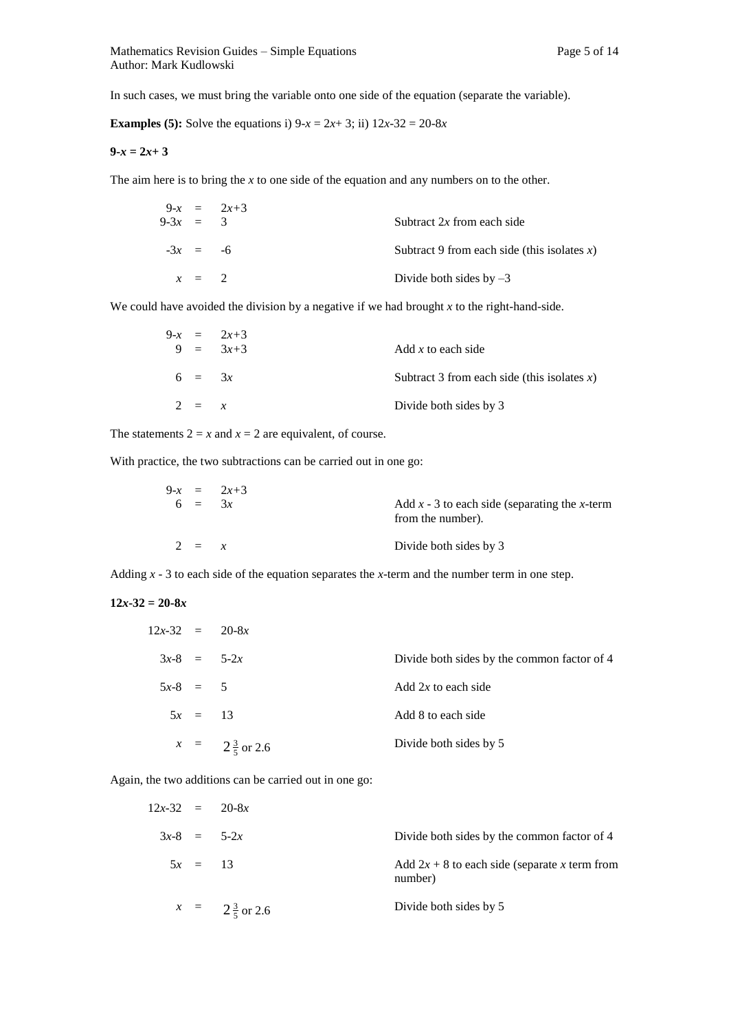In such cases, we must bring the variable onto one side of the equation (separate the variable).

**Examples (5):** Solve the equations i) $9-x = 2x+3$; ii) $12x-32 = 20-8x$

**$9-x = 2x+3$**

The aim here is to bring the $x$ to one side of the equation and any numbers on to the other.

| Equation | Step |
|---|---|
| $9-x = 2x+3$ | |
| $9-3x = 3$ | Subtract $2x$ from each side |
| $-3x = -6$ | Subtract 9 from each side (this isolates $x$) |
| $x = 2$ | Divide both sides by $-3$ |

We could have avoided the division by a negative if we had brought $x$ to the right-hand-side.

| Equation | Step |
|---|---|
| $9-x = 2x+3$ | |
| $9 = 3x+3$ | Add $x$ to each side |
| $6 = 3x$ | Subtract 3 from each side (this isolates $x$) |
| $2 = x$ | Divide both sides by 3 |

The statements $2 = x$ and $x = 2$ are equivalent, of course.

With practice, the two subtractions can be carried out in one go:

| Equation | Step |
|---|---|
| $9-x = 2x+3$ | |
| $6 = 3x$ | Add $x - 3$ to each side (separating the $x$-term from the number). |
| $2 = x$ | Divide both sides by 3 |

Adding $x - 3$ to each side of the equation separates the $x$-term and the number term in one step.

**$12x-32 = 20-8x$**

| Equation | Step |
|---|---|
| $12x-32 = 20-8x$ | |
| $3x-8 = 5-2x$ | Divide both sides by the common factor of 4 |
| $5x-8 = 5$ | Add $2x$ to each side |
| $5x = 13$ | Add 8 to each side |
| $x = 2\frac{3}{5}$ or 2.6 | Divide both sides by 5 |

Again, the two additions can be carried out in one go:

| Equation | Step |
|---|---|
| $12x-32 = 20-8x$ | |
| $3x-8 = 5-2x$ | Divide both sides by the common factor of 4 |
| $5x = 13$ | Add $2x + 8$ to each side (separate $x$ term from number) |
| $x = 2\frac{3}{5}$ or 2.6 | Divide both sides by 5 |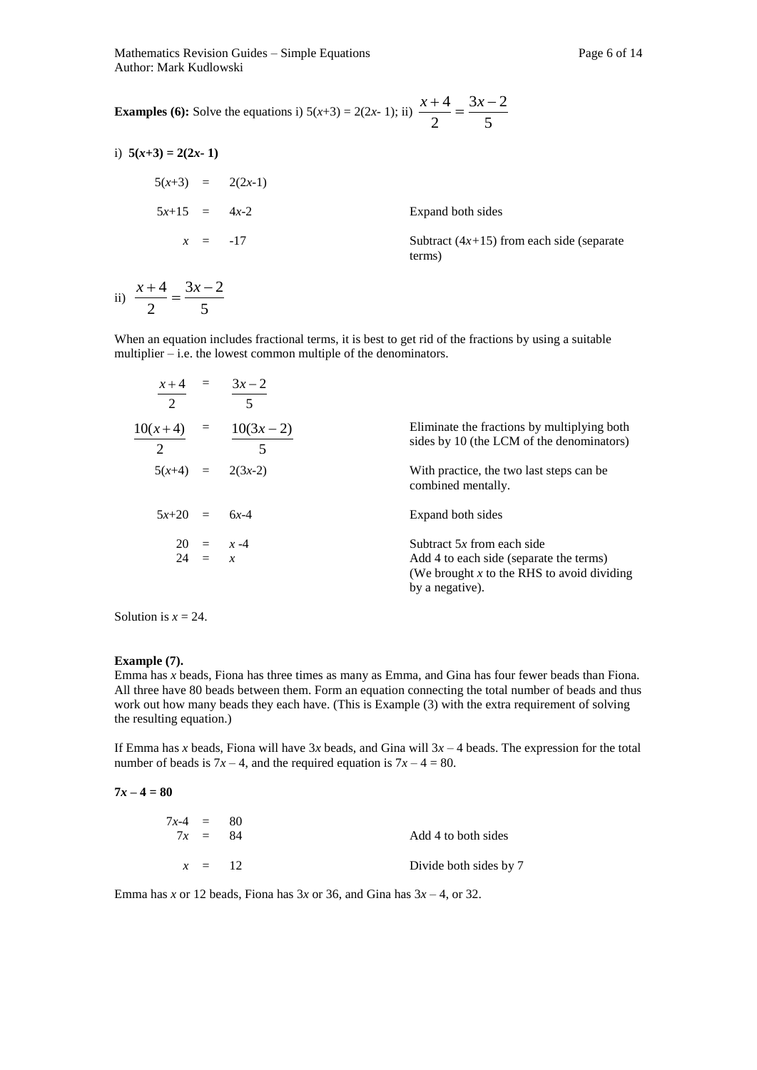**Examples (6):** Solve the equations i) $5(x+3) = 2(2x- 1)$; ii) $\frac{x+4}{2} = \frac{3x-2}{5}$

i) $\mathbf{5(x+3) = 2(2x- 1)}$

| | | |
|---|---|---|
| $5(x+3) = 2(2x-1)$ | | |
| $5x+15 = 4x-2$ | | Expand both sides |
| $x = -17$ | | Subtract $(4x+15)$ from each side (separate terms) |

ii) $\frac{x+4}{2} = \frac{3x-2}{5}$

When an equation includes fractional terms, it is best to get rid of the fractions by using a suitable multiplier – i.e. the lowest common multiple of the denominators.

| | |
|---|---|
| $\frac{x+4}{2} = \frac{3x-2}{5}$ | |
| $\frac{10(x+4)}{2} = \frac{10(3x-2)}{5}$ | Eliminate the fractions by multiplying both sides by 10 (the LCM of the denominators) |
| $5(x+4) = 2(3x-2)$ | With practice, the two last steps can be combined mentally. |
| $5x+20 = 6x-4$ | Expand both sides |
| $20 = x -4$ | Subtract $5x$ from each side |
| $24 = x$ | Add 4 to each side (separate the terms) (We brought $x$ to the RHS to avoid dividing by a negative). |

Solution is $x = 24$.

**Example (7).**

Emma has $x$ beads, Fiona has three times as many as Emma, and Gina has four fewer beads than Fiona. All three have 80 beads between them. Form an equation connecting the total number of beads and thus work out how many beads they each have. (This is Example (3) with the extra requirement of solving the resulting equation.)

If Emma has $x$ beads, Fiona will have $3x$ beads, and Gina will $3x – 4$ beads. The expression for the total number of beads is $7x – 4$, and the required equation is $7x – 4 = 80$.

$\mathbf{7x – 4 = 80}$

| | |
|---|---|
| $7x-4 = 80$ | |
| $7x = 84$ | Add 4 to both sides |
| $x = 12$ | Divide both sides by 7 |

Emma has $x$ or 12 beads, Fiona has $3x$ or 36, and Gina has $3x – 4$, or 32.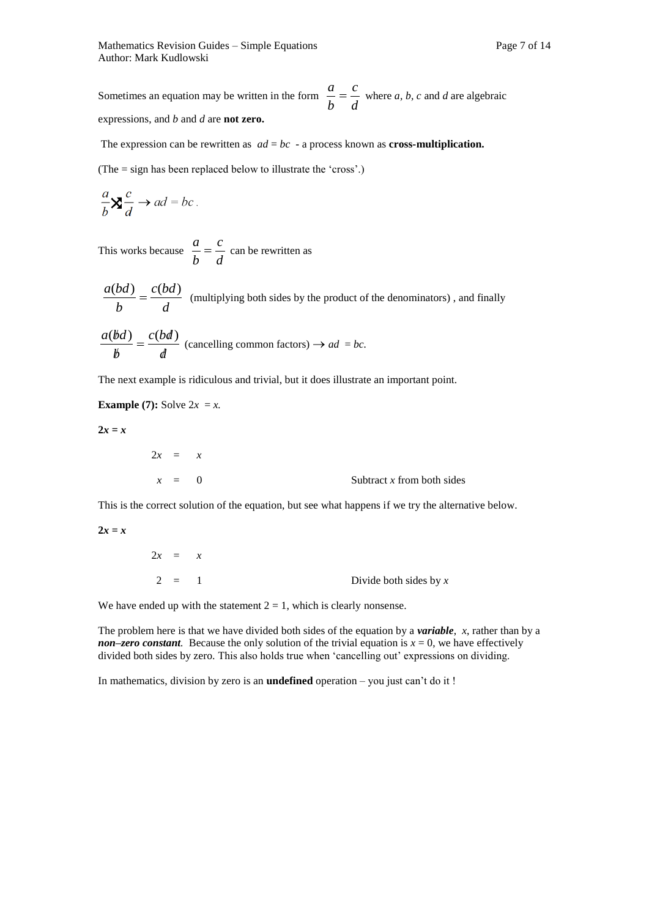Sometimes an equation may be written in the form $\frac{a}{b} = \frac{c}{d}$ where *a*, *b*, *c* and *d* are algebraic expressions, and *b* and *d* are **not zero.**

The expression can be rewritten as $ad = bc$ - a process known as **cross-multiplication.**

(The = sign has been replaced below to illustrate the 'cross'.)

$$\frac{a}{b} \times \frac{c}{d} \rightarrow ad = bc .$$

This works because $\frac{a}{b} = \frac{c}{d}$ can be rewritten as

$$\frac{a(bd)}{b} = \frac{c(bd)}{d}$$ (multiplying both sides by the product of the denominators) , and finally

$$\frac{a(\cancel{b}d)}{\cancel{b}} = \frac{c(b\cancel{d})}{\cancel{d}}$$ (cancelling common factors) $\rightarrow ad = bc$.

The next example is ridiculous and trivial, but it does illustrate an important point.

**Example (7):** Solve $2x = x$.

**$2x = x$**

$$2x = x$$

$$x = 0 \qquad \text{Subtract } x \text{ from both sides}$$

This is the correct solution of the equation, but see what happens if we try the alternative below.

**$2x = x$**

$$2x = x$$

$$2 = 1 \qquad \text{Divide both sides by } x$$

We have ended up with the statement 2 = 1, which is clearly nonsense.

The problem here is that we have divided both sides of the equation by a ***variable***, *x*, rather than by a ***non–zero constant***. Because the only solution of the trivial equation is $x = 0$, we have effectively divided both sides by zero. This also holds true when 'cancelling out' expressions on dividing.

In mathematics, division by zero is an **undefined** operation – you just can't do it !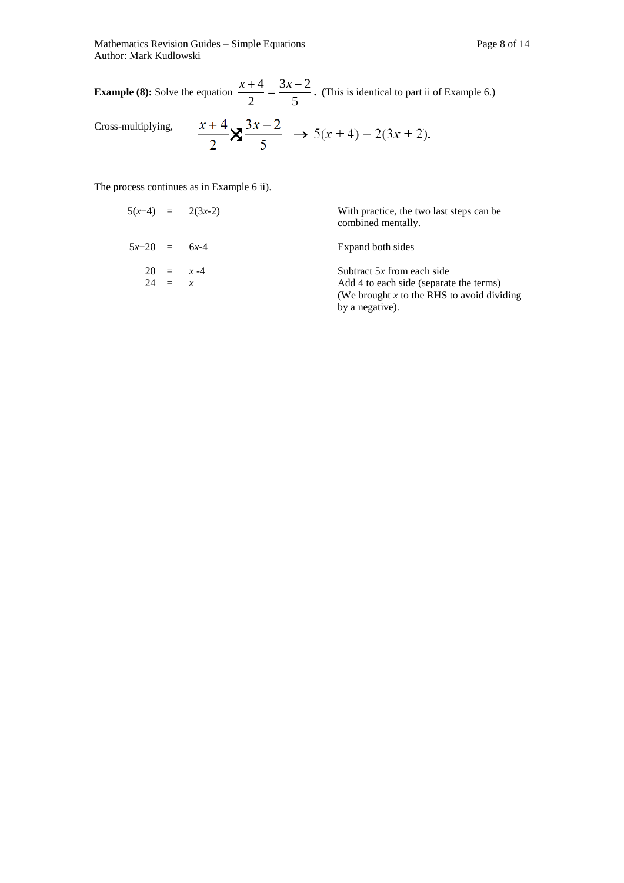**Example (8):** Solve the equation $\frac{x+4}{2} = \frac{3x-2}{5}$. (This is identical to part ii of Example 6.)

Cross-multiplying, $\frac{x+4}{2} \times \frac{3x-2}{5} \rightarrow 5(x+4) = 2(3x+2)$.

The process continues as in Example 6 ii).

| | |
|---|---|
| $5(x+4) = 2(3x-2)$ | With practice, the two last steps can be combined mentally. |
| $5x+20 = 6x-4$ | Expand both sides |
| $20 = x - 4$ | Subtract $5x$ from each side |
| $24 = x$ | Add 4 to each side (separate the terms) (We brought $x$ to the RHS to avoid dividing by a negative). |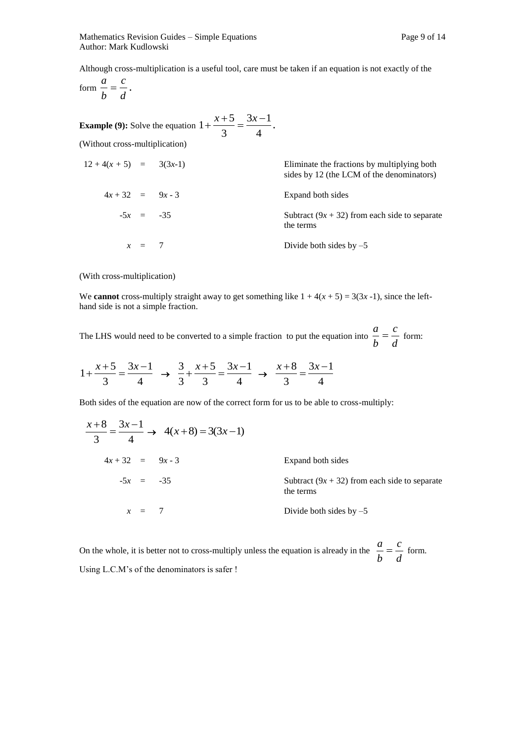Although cross-multiplication is a useful tool, care must be taken if an equation is not exactly of the form $\frac{a}{b} = \frac{c}{d}$.

**Example (9):** Solve the equation $1 + \frac{x+5}{3} = \frac{3x-1}{4}$.

(Without cross-multiplication)

| | | |
|---|---|---|
| $12 + 4(x + 5) = 3(3x-1)$ | | Eliminate the fractions by multiplying both sides by 12 (the LCM of the denominators) |
| $4x + 32 = 9x - 3$ | | Expand both sides |
| $-5x = -35$ | | Subtract $(9x + 32)$ from each side to separate the terms |
| $x = 7$ | | Divide both sides by $-5$ |

(With cross-multiplication)

We **cannot** cross-multiply straight away to get something like $1 + 4(x + 5) = 3(3x -1)$, since the left-hand side is not a simple fraction.

The LHS would need to be converted to a simple fraction to put the equation into $\frac{a}{b} = \frac{c}{d}$ form:

$$1 + \frac{x+5}{3} = \frac{3x-1}{4} \;\rightarrow\; \frac{3}{3} + \frac{x+5}{3} = \frac{3x-1}{4} \;\rightarrow\; \frac{x+8}{3} = \frac{3x-1}{4}$$

Both sides of the equation are now of the correct form for us to be able to cross-multiply:

$$\frac{x+8}{3} = \frac{3x-1}{4} \rightarrow 4(x+8) = 3(3x-1)$$

| | | |
|---|---|---|
| $4x + 32 = 9x - 3$ | | Expand both sides |
| $-5x = -35$ | | Subtract $(9x + 32)$ from each side to separate the terms |
| $x = 7$ | | Divide both sides by $-5$ |

On the whole, it is better not to cross-multiply unless the equation is already in the $\frac{a}{b} = \frac{c}{d}$ form.

Using L.C.M's of the denominators is safer !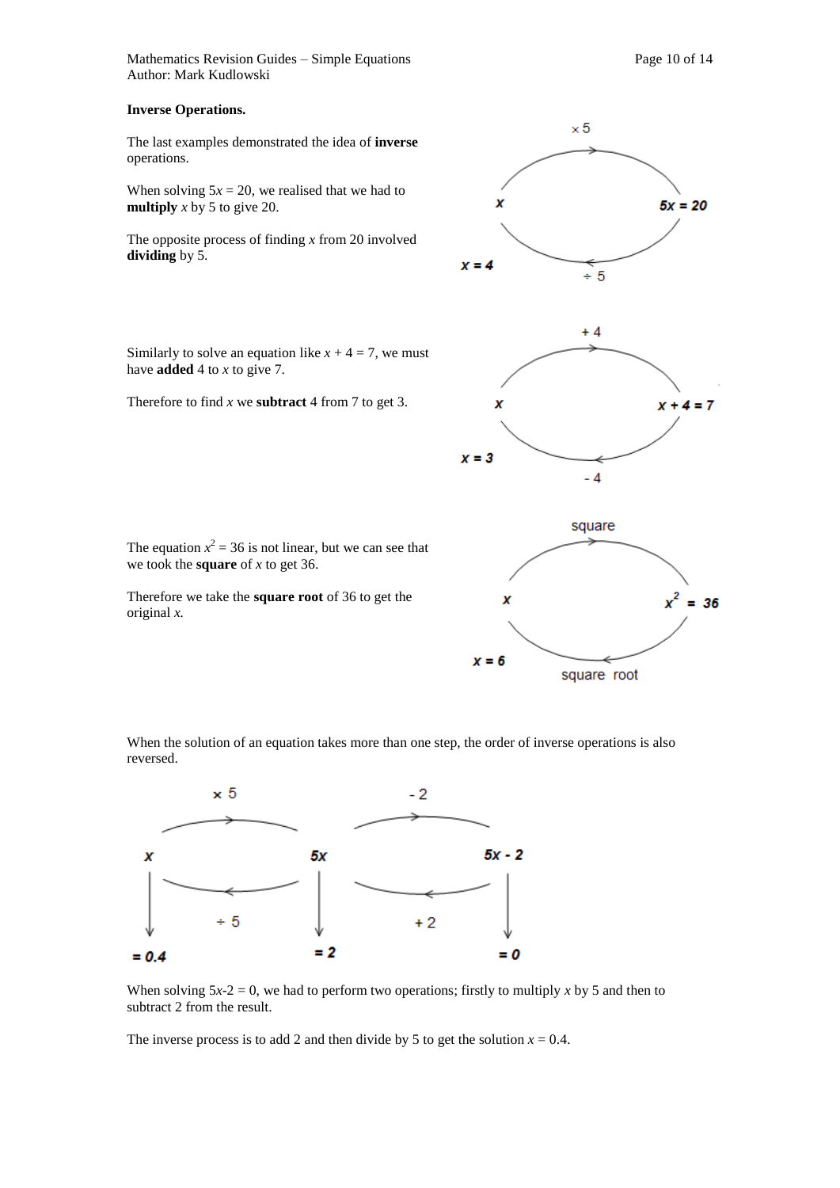**Inverse Operations.**

The last examples demonstrated the idea of **inverse** operations.

When solving $5x = 20$, we realised that we had to **multiply** $x$ by 5 to give 20.

The opposite process of finding $x$ from 20 involved **dividing** by 5.

Similarly to solve an equation like $x + 4 = 7$, we must have **added** 4 to $x$ to give 7.

Therefore to find $x$ we **subtract** 4 from 7 to get 3.

The equation $x^2 = 36$ is not linear, but we can see that we took the **square** of $x$ to get 36.

Therefore we take the **square root** of 36 to get the original $x$.

When the solution of an equation takes more than one step, the order of inverse operations is also reversed.

When solving $5x-2 = 0$, we had to perform two operations; firstly to multiply $x$ by 5 and then to subtract 2 from the result.

The inverse process is to add 2 and then divide by 5 to get the solution $x = 0.4$.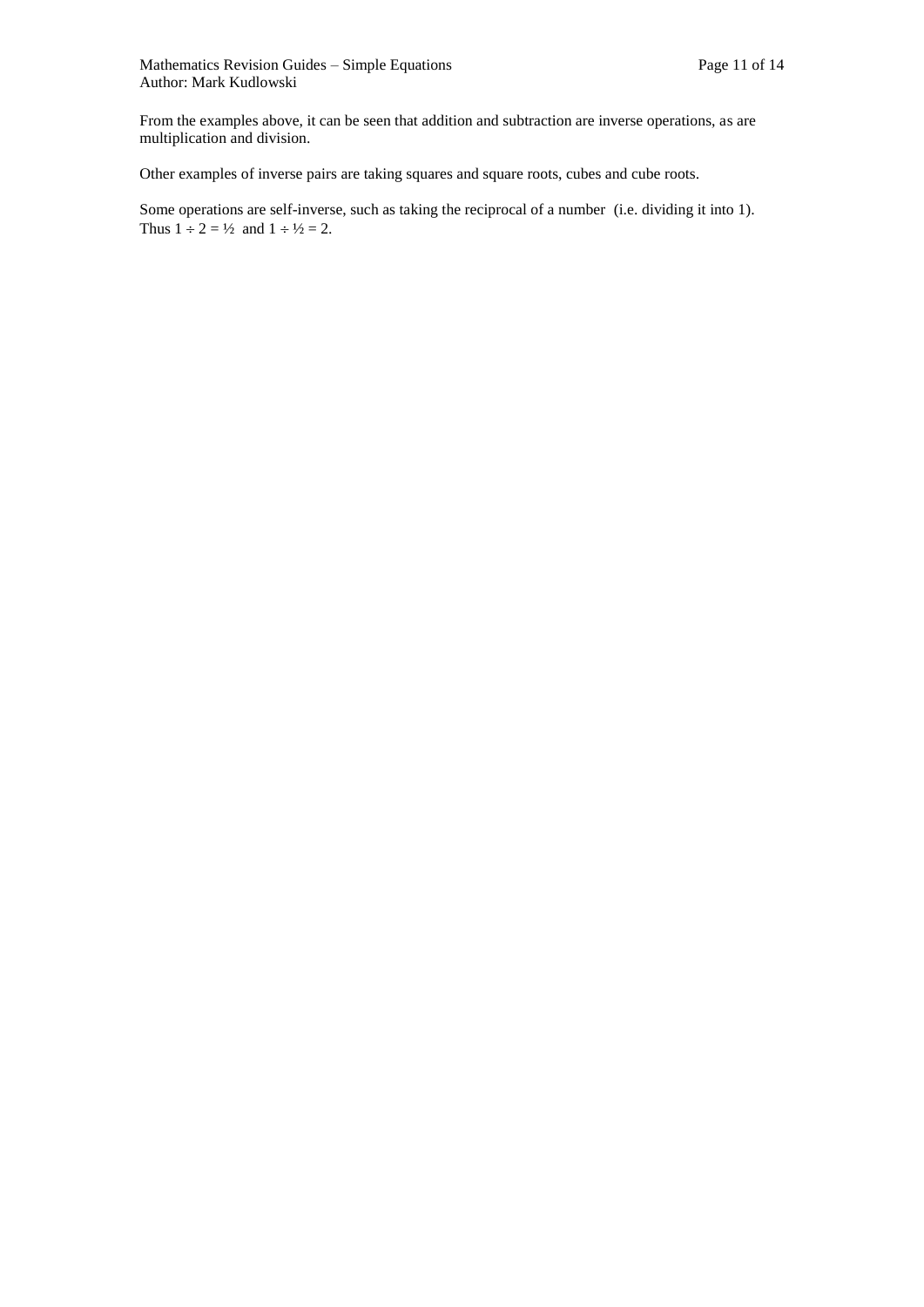From the examples above, it can be seen that addition and subtraction are inverse operations, as are multiplication and division.

Other examples of inverse pairs are taking squares and square roots, cubes and cube roots.

Some operations are self-inverse, such as taking the reciprocal of a number (i.e. dividing it into 1). Thus $1 \div 2 = \frac{1}{2}$ and $1 \div \frac{1}{2} = 2$.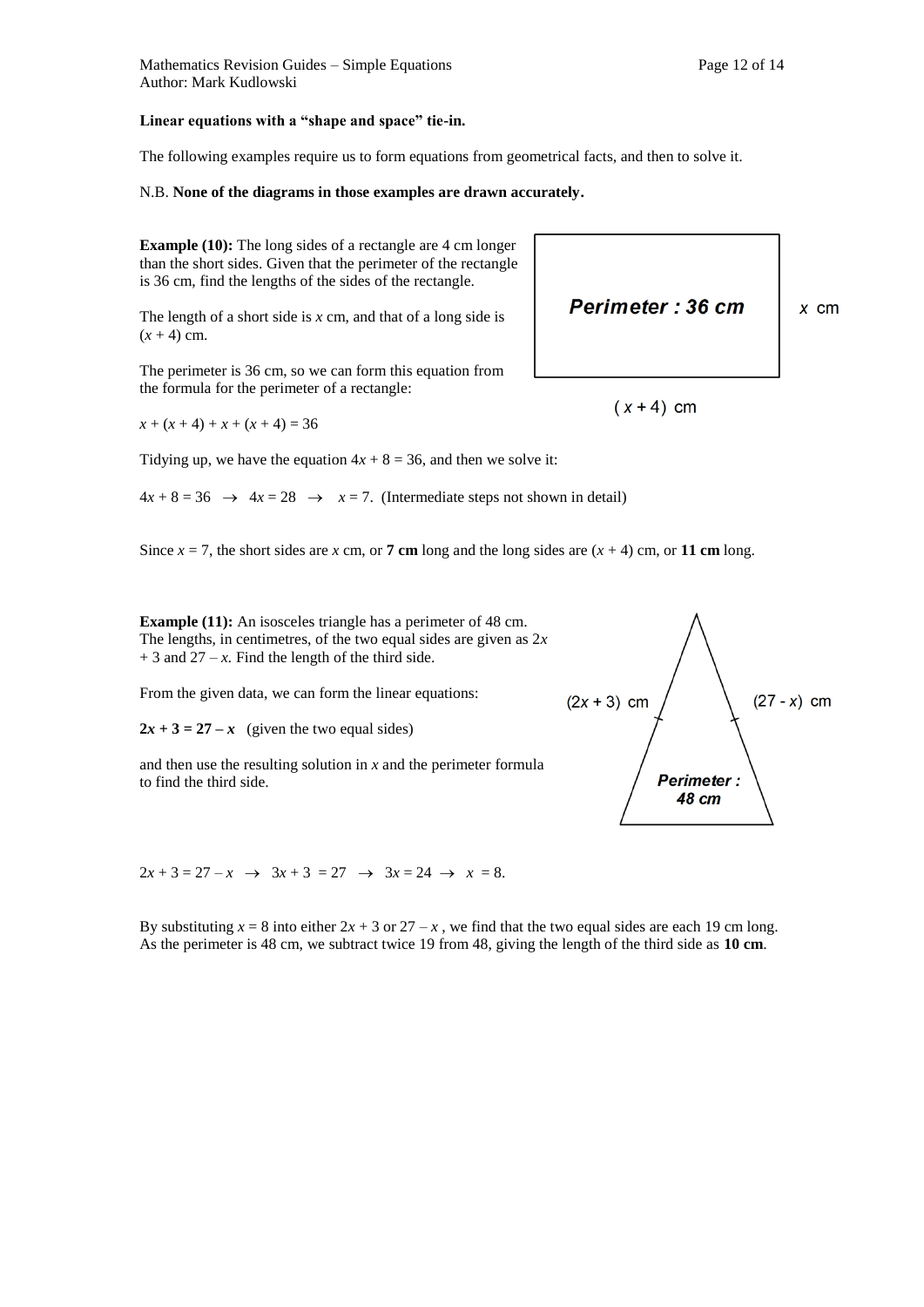**Linear equations with a "shape and space" tie-in.**

The following examples require us to form equations from geometrical facts, and then to solve it.

N.B. **None of the diagrams in those examples are drawn accurately.**

**Example (10):** The long sides of a rectangle are 4 cm longer than the short sides. Given that the perimeter of the rectangle is 36 cm, find the lengths of the sides of the rectangle.

The length of a short side is $x$ cm, and that of a long side is $(x + 4)$ cm.

The perimeter is 36 cm, so we can form this equation from the formula for the perimeter of a rectangle:

$x + (x + 4) + x + (x + 4) = 36$

Tidying up, we have the equation $4x + 8 = 36$, and then we solve it:

$4x + 8 = 36 \;\rightarrow\; 4x = 28 \;\rightarrow\; x = 7$. (Intermediate steps not shown in detail)

Since $x = 7$, the short sides are $x$ cm, or **7 cm** long and the long sides are $(x + 4)$ cm, or **11 cm** long.

**Example (11):** An isosceles triangle has a perimeter of 48 cm. The lengths, in centimetres, of the two equal sides are given as $2x + 3$ and $27 - x$. Find the length of the third side.

From the given data, we can form the linear equations:

$\mathbf{2x + 3 = 27 - x}$ (given the two equal sides)

and then use the resulting solution in $x$ and the perimeter formula to find the third side.

$2x + 3 = 27 - x \;\rightarrow\; 3x + 3 = 27 \;\rightarrow\; 3x = 24 \;\rightarrow\; x = 8$.

By substituting $x = 8$ into either $2x + 3$ or $27 - x$, we find that the two equal sides are each 19 cm long. As the perimeter is 48 cm, we subtract twice 19 from 48, giving the length of the third side as **10 cm**.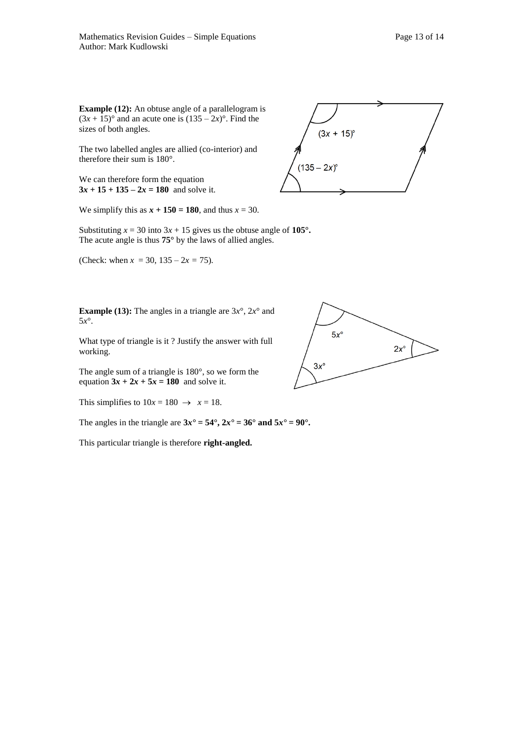**Example (12):** An obtuse angle of a parallelogram is $(3x + 15)°$ and an acute one is $(135 – 2x)°$. Find the sizes of both angles.

The two labelled angles are allied (co-interior) and therefore their sum is 180°.

We can therefore form the equation
$\mathbf{3x + 15 + 135 – 2x = 180}$ and solve it.

We simplify this as $\mathbf{x + 150 = 180}$, and thus $x = 30$.

Substituting $x = 30$ into $3x + 15$ gives us the obtuse angle of **105°.**
The acute angle is thus **75°** by the laws of allied angles.

(Check: when $x = 30$, $135 – 2x = 75$).

**Example (13):** The angles in a triangle are $3x°$, $2x°$ and $5x°$.

What type of triangle is it ? Justify the answer with full working.

The angle sum of a triangle is 180°, so we form the equation $\mathbf{3x + 2x + 5x = 180}$ and solve it.

This simplifies to $10x = 180 \rightarrow x = 18$.

The angles in the triangle are $\mathbf{3x° = 54°, 2x° = 36°}$ **and** $\mathbf{5x° = 90°}$.

This particular triangle is therefore **right-angled.**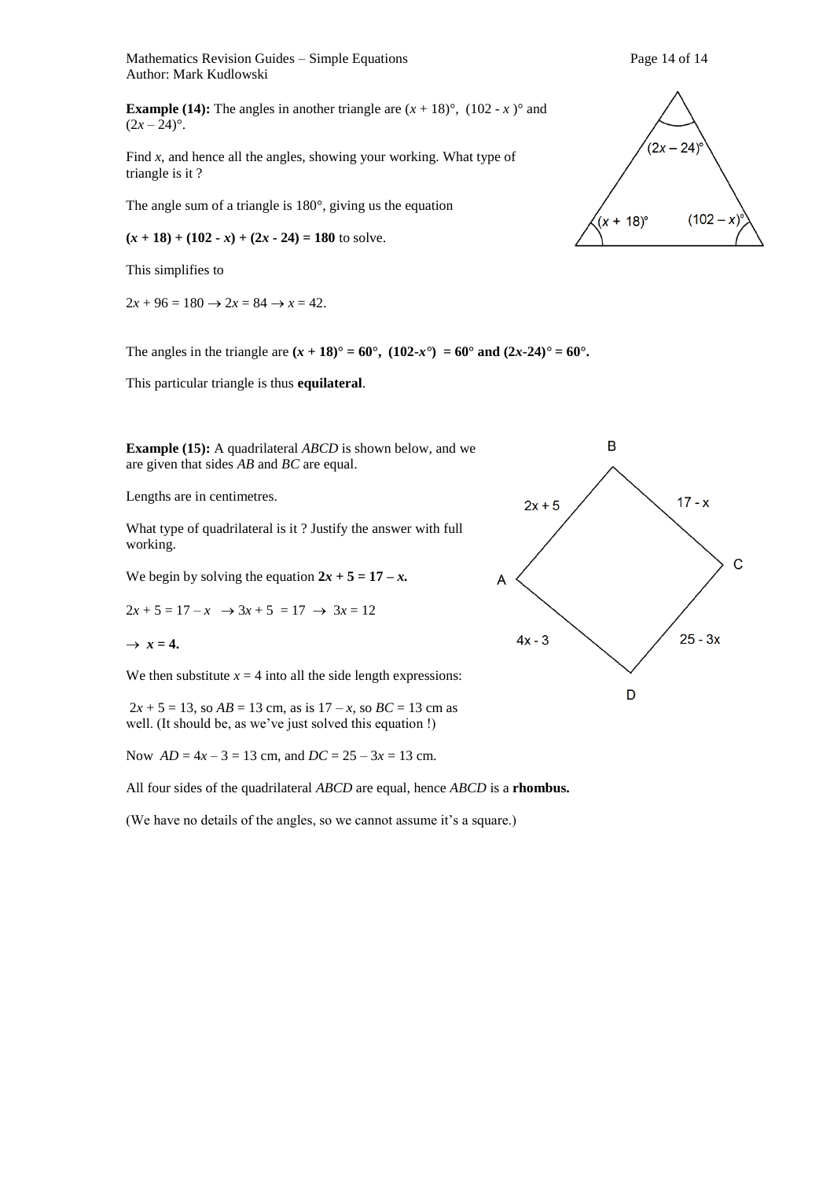**Example (14):** The angles in another triangle are $(x + 18)°$, $(102 - x)°$ and $(2x - 24)°$.

Find $x$, and hence all the angles, showing your working. What type of triangle is it ?

The angle sum of a triangle is 180°, giving us the equation

$\mathbf{(x + 18) + (102 - x) + (2x - 24) = 180}$ to solve.

This simplifies to

$2x + 96 = 180 \rightarrow 2x = 84 \rightarrow x = 42$.

$(2x - 24)°$

$(x + 18)°$

$(102 - x)°$

The angles in the triangle are $\mathbf{(x + 18)° = 60°}$, $\mathbf{(102 - x°) = 60°}$ **and** $\mathbf{(2x - 24)° = 60°}$.

This particular triangle is thus **equilateral**.

**Example (15):** A quadrilateral *ABCD* is shown below, and we are given that sides *AB* and *BC* are equal.

Lengths are in centimetres.

What type of quadrilateral is it ? Justify the answer with full working.

We begin by solving the equation $\mathbf{2x + 5 = 17 - x}$.

$2x + 5 = 17 - x \rightarrow 3x + 5 = 17 \rightarrow 3x = 12$

$\rightarrow \mathbf{x = 4}$.

B

$2x + 5$

$17 - x$

C

A

$4x - 3$

$25 - 3x$

D

We then substitute $x = 4$ into all the side length expressions:

$2x + 5 = 13$, so $AB = 13$ cm, as is $17 - x$, so $BC = 13$ cm as well. (It should be, as we've just solved this equation !)

Now $AD = 4x - 3 = 13$ cm, and $DC = 25 - 3x = 13$ cm.

All four sides of the quadrilateral *ABCD* are equal, hence *ABCD* is a **rhombus.**

(We have no details of the angles, so we cannot assume it's a square.)